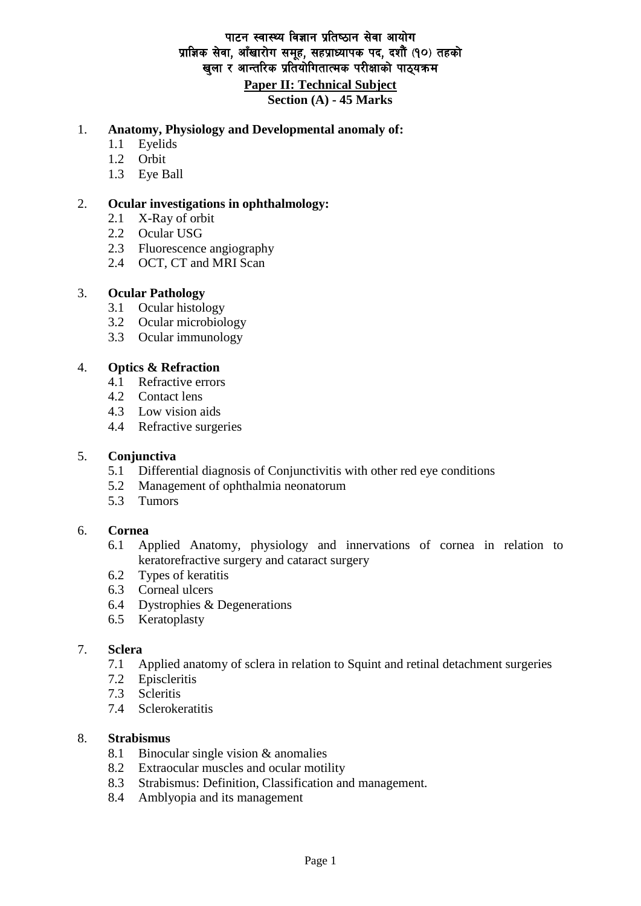पाटन स्वास्थ्य विज्ञान प्रतिष्ठान सेवा आयोग
प्राज्ञिक सेवा, आँखारोग समूह, सहप्राध्यापक पद, दशौं (१०) तहको
खुला र आन्तरिक प्रतियोगितात्मक परीक्षाको पाठ्यक्रम

## Paper II: Technical Subject

### Section (A) - 45 Marks

1. **Anatomy, Physiology and Developmental anomaly of:**
   - 1.1 Eyelids
   - 1.2 Orbit
   - 1.3 Eye Ball

2. **Ocular investigations in ophthalmology:**
   - 2.1 X-Ray of orbit
   - 2.2 Ocular USG
   - 2.3 Fluorescence angiography
   - 2.4 OCT, CT and MRI Scan

3. **Ocular Pathology**
   - 3.1 Ocular histology
   - 3.2 Ocular microbiology
   - 3.3 Ocular immunology

4. **Optics & Refraction**
   - 4.1 Refractive errors
   - 4.2 Contact lens
   - 4.3 Low vision aids
   - 4.4 Refractive surgeries

5. **Conjunctiva**
   - 5.1 Differential diagnosis of Conjunctivitis with other red eye conditions
   - 5.2 Management of ophthalmia neonatorum
   - 5.3 Tumors

6. **Cornea**
   - 6.1 Applied Anatomy, physiology and innervations of cornea in relation to keratorefractive surgery and cataract surgery
   - 6.2 Types of keratitis
   - 6.3 Corneal ulcers
   - 6.4 Dystrophies & Degenerations
   - 6.5 Keratoplasty

7. **Sclera**
   - 7.1 Applied anatomy of sclera in relation to Squint and retinal detachment surgeries
   - 7.2 Episcleritis
   - 7.3 Scleritis
   - 7.4 Sclerokeratitis

8. **Strabismus**
   - 8.1 Binocular single vision & anomalies
   - 8.2 Extraocular muscles and ocular motility
   - 8.3 Strabismus: Definition, Classification and management.
   - 8.4 Amblyopia and its management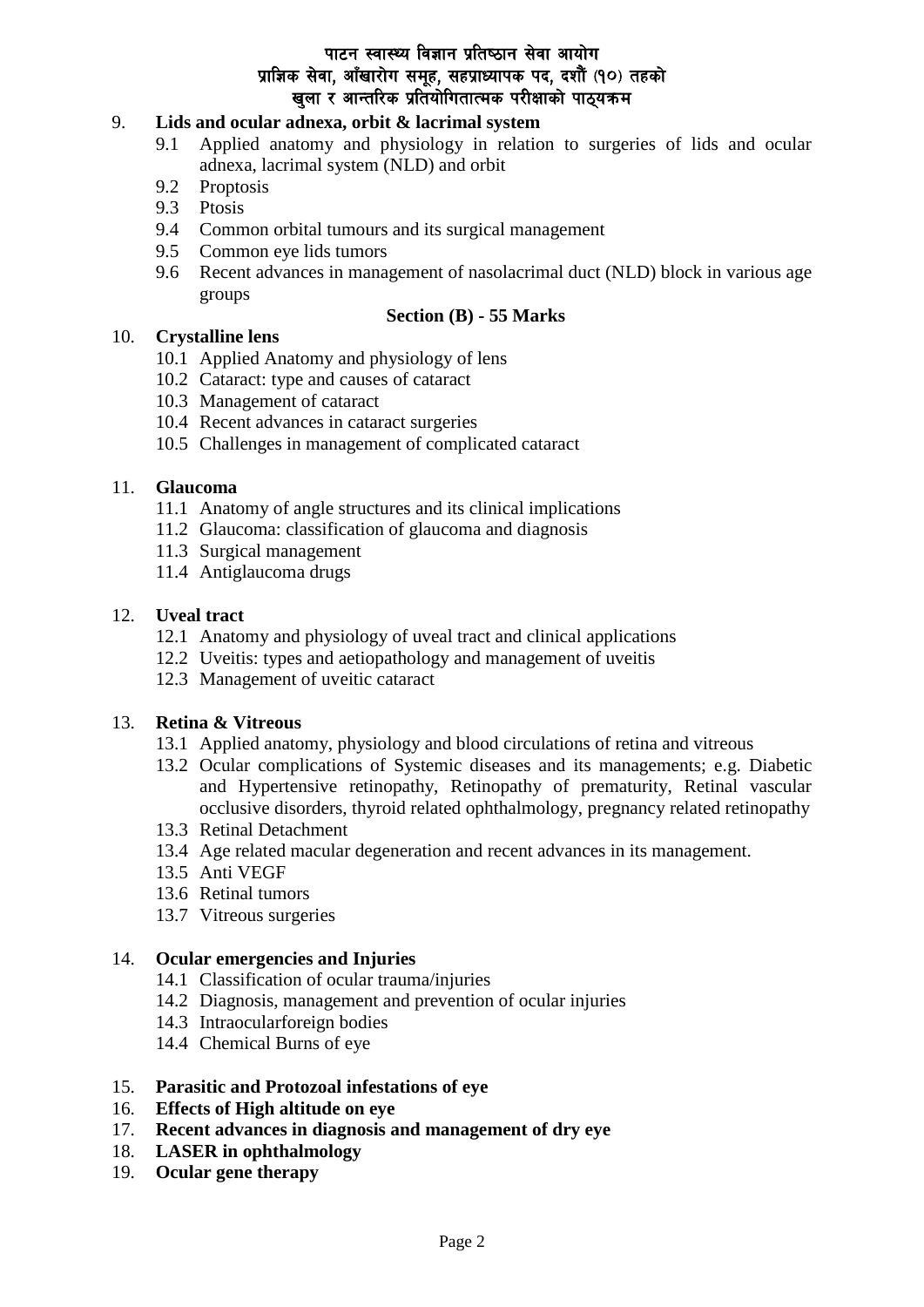9. **Lids and ocular adnexa, orbit & lacrimal system**
   - 9.1 Applied anatomy and physiology in relation to surgeries of lids and ocular adnexa, lacrimal system (NLD) and orbit
   - 9.2 Proptosis
   - 9.3 Ptosis
   - 9.4 Common orbital tumours and its surgical management
   - 9.5 Common eye lids tumors
   - 9.6 Recent advances in management of nasolacrimal duct (NLD) block in various age groups

**Section (B) - 55 Marks**

10. **Crystalline lens**
    - 10.1 Applied Anatomy and physiology of lens
    - 10.2 Cataract: type and causes of cataract
    - 10.3 Management of cataract
    - 10.4 Recent advances in cataract surgeries
    - 10.5 Challenges in management of complicated cataract

11. **Glaucoma**
    - 11.1 Anatomy of angle structures and its clinical implications
    - 11.2 Glaucoma: classification of glaucoma and diagnosis
    - 11.3 Surgical management
    - 11.4 Antiglaucoma drugs

12. **Uveal tract**
    - 12.1 Anatomy and physiology of uveal tract and clinical applications
    - 12.2 Uveitis: types and aetiopathology and management of uveitis
    - 12.3 Management of uveitic cataract

13. **Retina & Vitreous**
    - 13.1 Applied anatomy, physiology and blood circulations of retina and vitreous
    - 13.2 Ocular complications of Systemic diseases and its managements; e.g. Diabetic and Hypertensive retinopathy, Retinopathy of prematurity, Retinal vascular occlusive disorders, thyroid related ophthalmology, pregnancy related retinopathy
    - 13.3 Retinal Detachment
    - 13.4 Age related macular degeneration and recent advances in its management.
    - 13.5 Anti VEGF
    - 13.6 Retinal tumors
    - 13.7 Vitreous surgeries

14. **Ocular emergencies and Injuries**
    - 14.1 Classification of ocular trauma/injuries
    - 14.2 Diagnosis, management and prevention of ocular injuries
    - 14.3 Intraocularforeign bodies
    - 14.4 Chemical Burns of eye

15. **Parasitic and Protozoal infestations of eye**
16. **Effects of High altitude on eye**
17. **Recent advances in diagnosis and management of dry eye**
18. **LASER in ophthalmology**
19. **Ocular gene therapy**